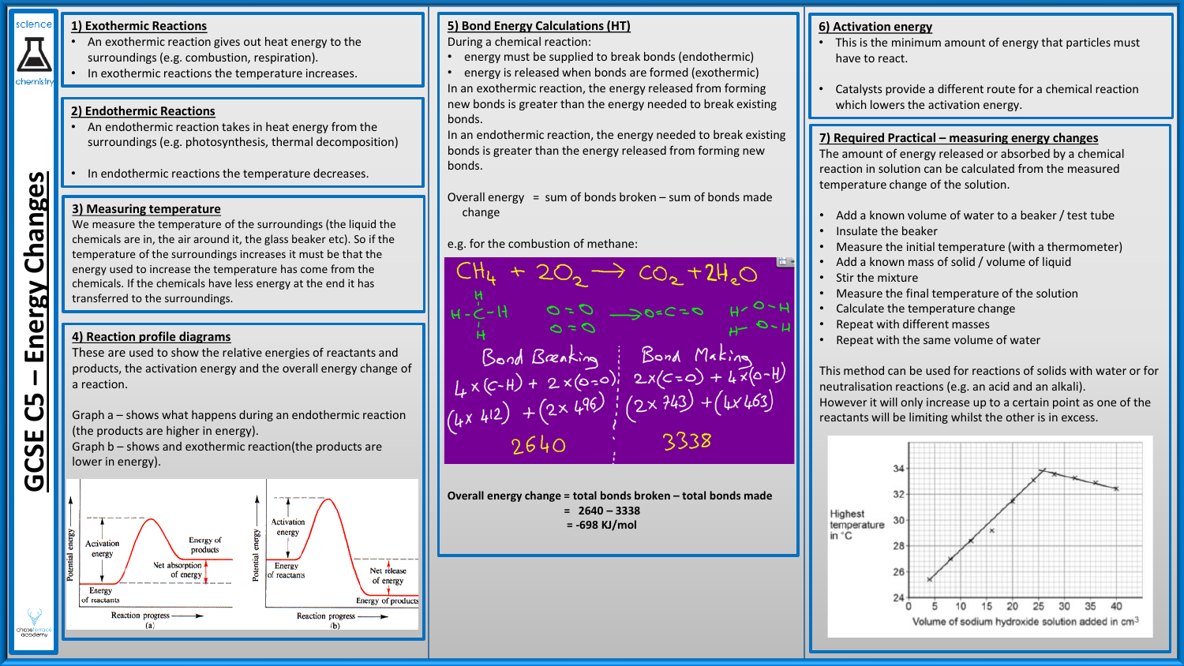# GCSE C5 – Energy Changes

## 1) Exothermic Reactions

- An exothermic reaction gives out heat energy to the surroundings (e.g. combustion, respiration).
- In exothermic reactions the temperature increases.

## 2) Endothermic Reactions

- An endothermic reaction takes in heat energy from the surroundings (e.g. photosynthesis, thermal decomposition)
- In endothermic reactions the temperature decreases.

## 3) Measuring temperature

We measure the temperature of the surroundings (the liquid the chemicals are in, the air around it, the glass beaker etc). So if the temperature of the surroundings increases it must be that the energy used to increase the temperature has come from the chemicals. If the chemicals have less energy at the end it has transferred to the surroundings.

## 4) Reaction profile diagrams

These are used to show the relative energies of reactants and products, the activation energy and the overall energy change of a reaction.

Graph a – shows what happens during an endothermic reaction (the products are higher in energy).
Graph b – shows and exothermic reaction(the products are lower in energy).

## 5) Bond Energy Calculations (HT)

During a chemical reaction:

- energy must be supplied to break bonds (endothermic)
- energy is released when bonds are formed (exothermic)

In an exothermic reaction, the energy released from forming new bonds is greater than the energy needed to break existing bonds.
In an endothermic reaction, the energy needed to break existing bonds is greater than the energy released from forming new bonds.

Overall energy change = sum of bonds broken – sum of bonds made

e.g. for the combustion of methane:

$$CH_4 + 2O_2 \rightarrow CO_2 + 2H_2O$$

| Bond Breaking | Bond Making |
|---|---|
| 4 × (C-H) + 2 × (O=O) | 2 × (C=O) + 4 × (O-H) |
| (4 × 412) + (2 × 496) | (2 × 743) + (4 × 463) |
| 2640 | 3338 |

**Overall energy change = total bonds broken – total bonds made**
**= 2640 – 3338**
**= -698 KJ/mol**

## 6) Activation energy

- This is the minimum amount of energy that particles must have to react.
- Catalysts provide a different route for a chemical reaction which lowers the activation energy.

## 7) Required Practical – measuring energy changes

The amount of energy released or absorbed by a chemical reaction in solution can be calculated from the measured temperature change of the solution.

- Add a known volume of water to a beaker / test tube
- Insulate the beaker
- Measure the initial temperature (with a thermometer)
- Add a known mass of solid / volume of liquid
- Stir the mixture
- Measure the final temperature of the solution
- Calculate the temperature change
- Repeat with different masses
- Repeat with the same volume of water

This method can be used for reactions of solids with water or for neutralisation reactions (e.g. an acid and an alkali).
However it will only increase up to a certain point as one of the reactants will be limiting whilst the other is in excess.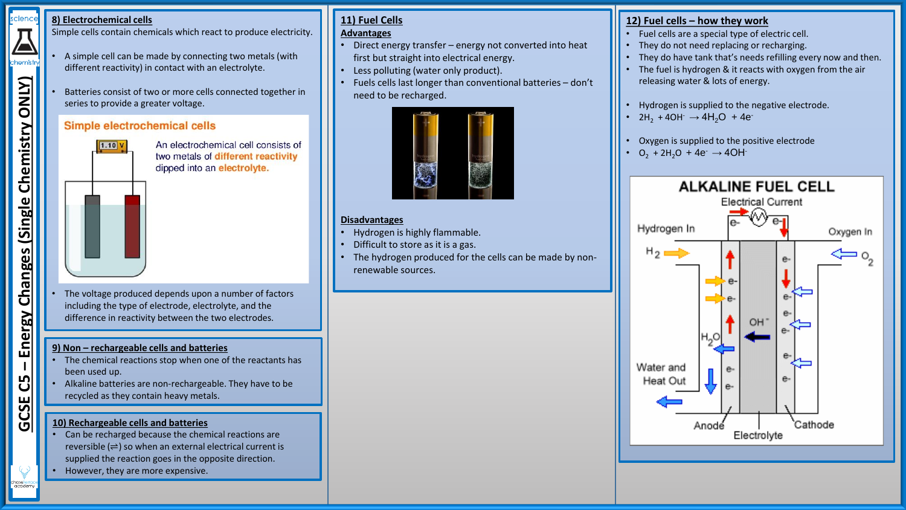# GCSE C5 – Energy Changes (Single Chemistry ONLY)

## 8) Electrochemical cells

Simple cells contain chemicals which react to produce electricity.

- A simple cell can be made by connecting two metals (with different reactivity) in contact with an electrolyte.
- Batteries consist of two or more cells connected together in series to provide a greater voltage.

Simple electrochemical cells

1.10 V

An electrochemical cell consists of two metals of different reactivity dipped into an electrolyte.

- The voltage produced depends upon a number of factors including the type of electrode, electrolyte, and the difference in reactivity between the two electrodes.

## 9) Non – rechargeable cells and batteries

- The chemical reactions stop when one of the reactants has been used up.
- Alkaline batteries are non-rechargeable. They have to be recycled as they contain heavy metals.

## 10) Rechargeable cells and batteries

- Can be recharged because the chemical reactions are reversible (⇌) so when an external electrical current is supplied the reaction goes in the opposite direction.
- However, they are more expensive.

## 11) Fuel Cells

**Advantages**

- Direct energy transfer – energy not converted into heat first but straight into electrical energy.
- Less polluting (water only product).
- Fuels cells last longer than conventional batteries – don't need to be recharged.

**Disadvantages**

- Hydrogen is highly flammable.
- Difficult to store as it is a gas.
- The hydrogen produced for the cells can be made by non-renewable sources.

## 12) Fuel cells – how they work

- Fuel cells are a special type of electric cell.
- They do not need replacing or recharging.
- They do have tank that's needs refilling every now and then.
- The fuel is hydrogen & it reacts with oxygen from the air releasing water & lots of energy.

- Hydrogen is supplied to the negative electrode.
- $2H_2 + 4OH^- \rightarrow 4H_2O + 4e^-$

- Oxygen is supplied to the positive electrode
- $O_2 + 2H_2O + 4e^- \rightarrow 4OH^-$

ALKALINE FUEL CELL

Electrical Current

Hydrogen In

Oxygen In

$H_2$

$O_2$

e-

$OH^-$

$H_2O$

Water and Heat Out

Anode

Electrolyte

Cathode